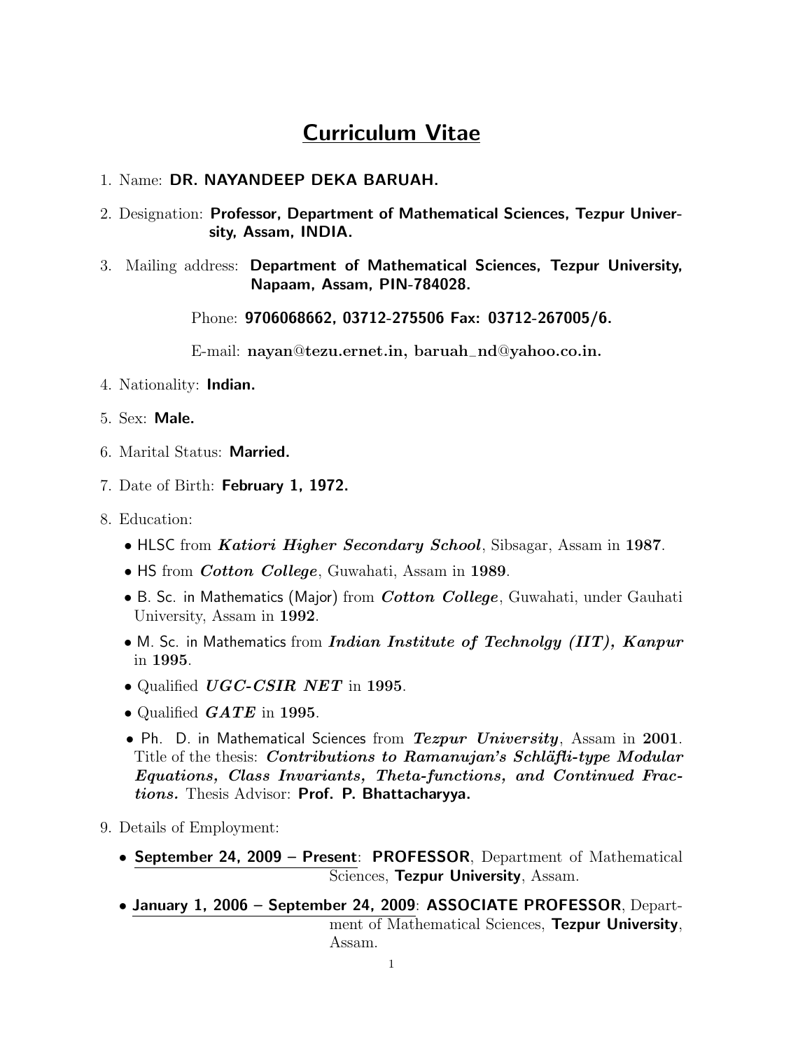# Curriculum Vitae

1. Name: **DR. NAYANDEEP DEKA BARUAH.**

2. Designation: **Professor, Department of Mathematical Sciences, Tezpur University, Assam, INDIA.**

3. Mailing address: **Department of Mathematical Sciences, Tezpur University, Napaam, Assam, PIN-784028.**

   Phone: **9706068662, 03712-275506 Fax: 03712-267005/6.**

   E-mail: **nayan@tezu.ernet.in, baruah_nd@yahoo.co.in.**

4. Nationality: **Indian.**

5. Sex: **Male.**

6. Marital Status: **Married.**

7. Date of Birth: **February 1, 1972.**

8. Education:

   - HLSC from ***Katiori Higher Secondary School***, Sibsagar, Assam in **1987**.
   - HS from ***Cotton College***, Guwahati, Assam in **1989**.
   - B. Sc. in Mathematics (Major) from ***Cotton College***, Guwahati, under Gauhati University, Assam in **1992**.
   - M. Sc. in Mathematics from ***Indian Institute of Technolgy (IIT), Kanpur*** in **1995**.
   - Qualified ***UGC-CSIR NET*** in **1995**.
   - Qualified ***GATE*** in **1995**.
   - Ph. D. in Mathematical Sciences from ***Tezpur University***, Assam in **2001**. Title of the thesis: ***Contributions to Ramanujan's Schläfli-type Modular Equations, Class Invariants, Theta-functions, and Continued Fractions.*** Thesis Advisor: **Prof. P. Bhattacharyya.**

9. Details of Employment:

   - **September 24, 2009 – Present**: **PROFESSOR**, Department of Mathematical Sciences, **Tezpur University**, Assam.
   - **January 1, 2006 – September 24, 2009**: **ASSOCIATE PROFESSOR**, Department of Mathematical Sciences, **Tezpur University**, Assam.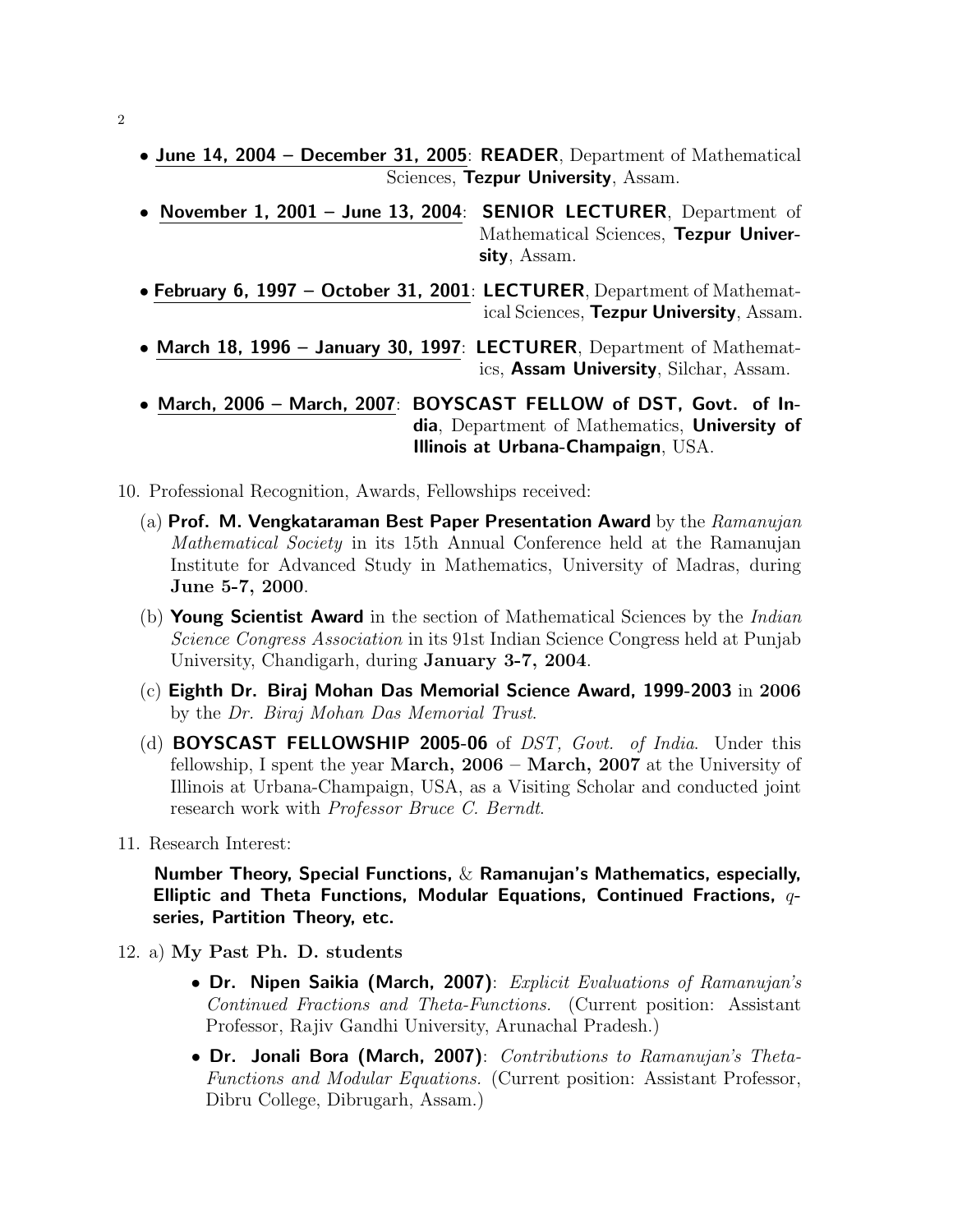- **June 14, 2004 – December 31, 2005**: **READER**, Department of Mathematical Sciences, **Tezpur University**, Assam.
- **November 1, 2001 – June 13, 2004**: **SENIOR LECTURER**, Department of Mathematical Sciences, **Tezpur University**, Assam.
- **February 6, 1997 – October 31, 2001**: **LECTURER**, Department of Mathematical Sciences, **Tezpur University**, Assam.
- **March 18, 1996 – January 30, 1997**: **LECTURER**, Department of Mathematics, **Assam University**, Silchar, Assam.
- **March, 2006 – March, 2007**: **BOYSCAST FELLOW of DST, Govt. of India**, Department of Mathematics, **University of Illinois at Urbana-Champaign**, USA.

10. Professional Recognition, Awards, Fellowships received:

    (a) **Prof. M. Vengkataraman Best Paper Presentation Award** by the *Ramanujan Mathematical Society* in its 15th Annual Conference held at the Ramanujan Institute for Advanced Study in Mathematics, University of Madras, during **June 5-7, 2000**.

    (b) **Young Scientist Award** in the section of Mathematical Sciences by the *Indian Science Congress Association* in its 91st Indian Science Congress held at Punjab University, Chandigarh, during **January 3-7, 2004**.

    (c) **Eighth Dr. Biraj Mohan Das Memorial Science Award, 1999-2003** in **2006** by the *Dr. Biraj Mohan Das Memorial Trust*.

    (d) **BOYSCAST FELLOWSHIP 2005-06** of *DST, Govt. of India*. Under this fellowship, I spent the year **March, 2006 – March, 2007** at the University of Illinois at Urbana-Champaign, USA, as a Visiting Scholar and conducted joint research work with *Professor Bruce C. Berndt*.

11. Research Interest:

    **Number Theory, Special Functions, & Ramanujan's Mathematics, especially, Elliptic and Theta Functions, Modular Equations, Continued Fractions, $q$-series, Partition Theory, etc.**

12. a) **My Past Ph. D. students**

    - **Dr. Nipen Saikia (March, 2007)**: *Explicit Evaluations of Ramanujan's Continued Fractions and Theta-Functions.* (Current position: Assistant Professor, Rajiv Gandhi University, Arunachal Pradesh.)
    - **Dr. Jonali Bora (March, 2007)**: *Contributions to Ramanujan's Theta-Functions and Modular Equations.* (Current position: Assistant Professor, Dibru College, Dibrugarh, Assam.)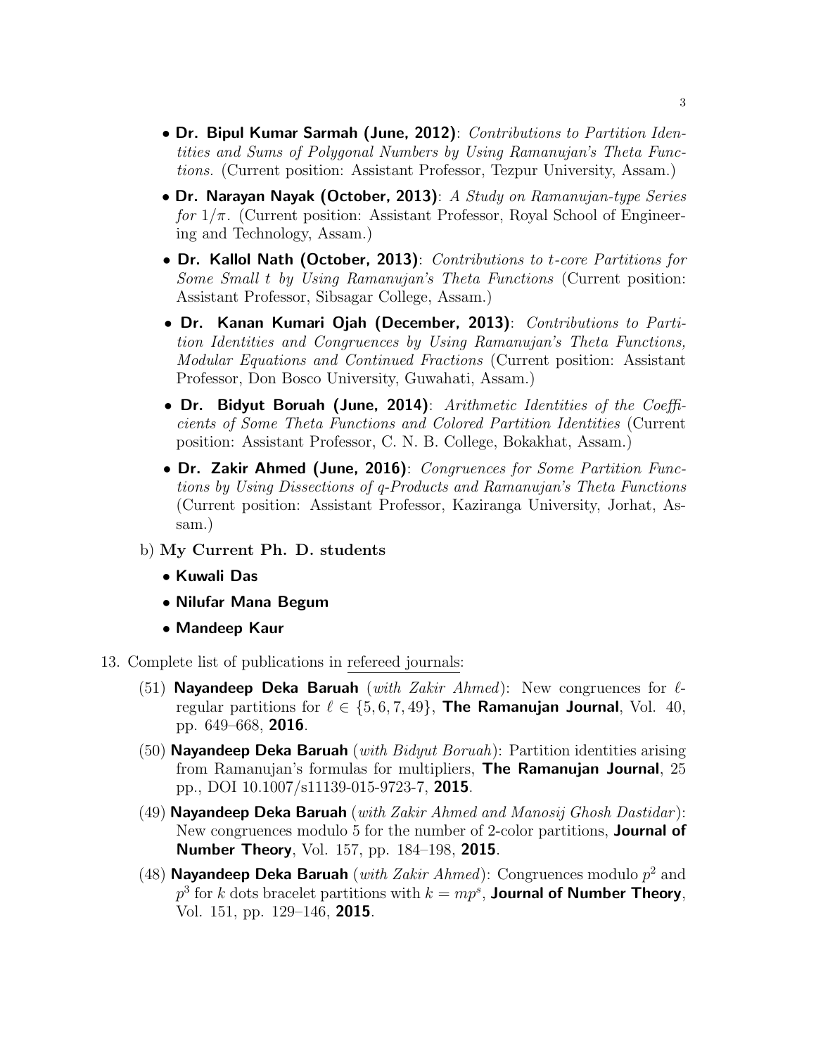- **Dr. Bipul Kumar Sarmah (June, 2012)**: *Contributions to Partition Identities and Sums of Polygonal Numbers by Using Ramanujan's Theta Functions.* (Current position: Assistant Professor, Tezpur University, Assam.)
- **Dr. Narayan Nayak (October, 2013)**: *A Study on Ramanujan-type Series for $1/\pi$.* (Current position: Assistant Professor, Royal School of Engineering and Technology, Assam.)
- **Dr. Kallol Nath (October, 2013)**: *Contributions to $t$-core Partitions for Some Small $t$ by Using Ramanujan's Theta Functions* (Current position: Assistant Professor, Sibsagar College, Assam.)
- **Dr. Kanan Kumari Ojah (December, 2013)**: *Contributions to Partition Identities and Congruences by Using Ramanujan's Theta Functions, Modular Equations and Continued Fractions* (Current position: Assistant Professor, Don Bosco University, Guwahati, Assam.)
- **Dr. Bidyut Boruah (June, 2014)**: *Arithmetic Identities of the Coefficients of Some Theta Functions and Colored Partition Identities* (Current position: Assistant Professor, C. N. B. College, Bokakhat, Assam.)
- **Dr. Zakir Ahmed (June, 2016)**: *Congruences for Some Partition Functions by Using Dissections of $q$-Products and Ramanujan's Theta Functions* (Current position: Assistant Professor, Kaziranga University, Jorhat, Assam.)

b) **My Current Ph. D. students**

- **Kuwali Das**
- **Nilufar Mana Begum**
- **Mandeep Kaur**

13. Complete list of publications in refereed journals:

(51) **Nayandeep Deka Baruah** (*with Zakir Ahmed*): New congruences for $\ell$-regular partitions for $\ell \in \{5, 6, 7, 49\}$, **The Ramanujan Journal**, Vol. 40, pp. 649–668, **2016**.

(50) **Nayandeep Deka Baruah** (*with Bidyut Boruah*): Partition identities arising from Ramanujan's formulas for multipliers, **The Ramanujan Journal**, 25 pp., DOI 10.1007/s11139-015-9723-7, **2015**.

(49) **Nayandeep Deka Baruah** (*with Zakir Ahmed and Manosij Ghosh Dastidar*): New congruences modulo 5 for the number of 2-color partitions, **Journal of Number Theory**, Vol. 157, pp. 184–198, **2015**.

(48) **Nayandeep Deka Baruah** (*with Zakir Ahmed*): Congruences modulo $p^2$ and $p^3$ for $k$ dots bracelet partitions with $k = mp^s$, **Journal of Number Theory**, Vol. 151, pp. 129–146, **2015**.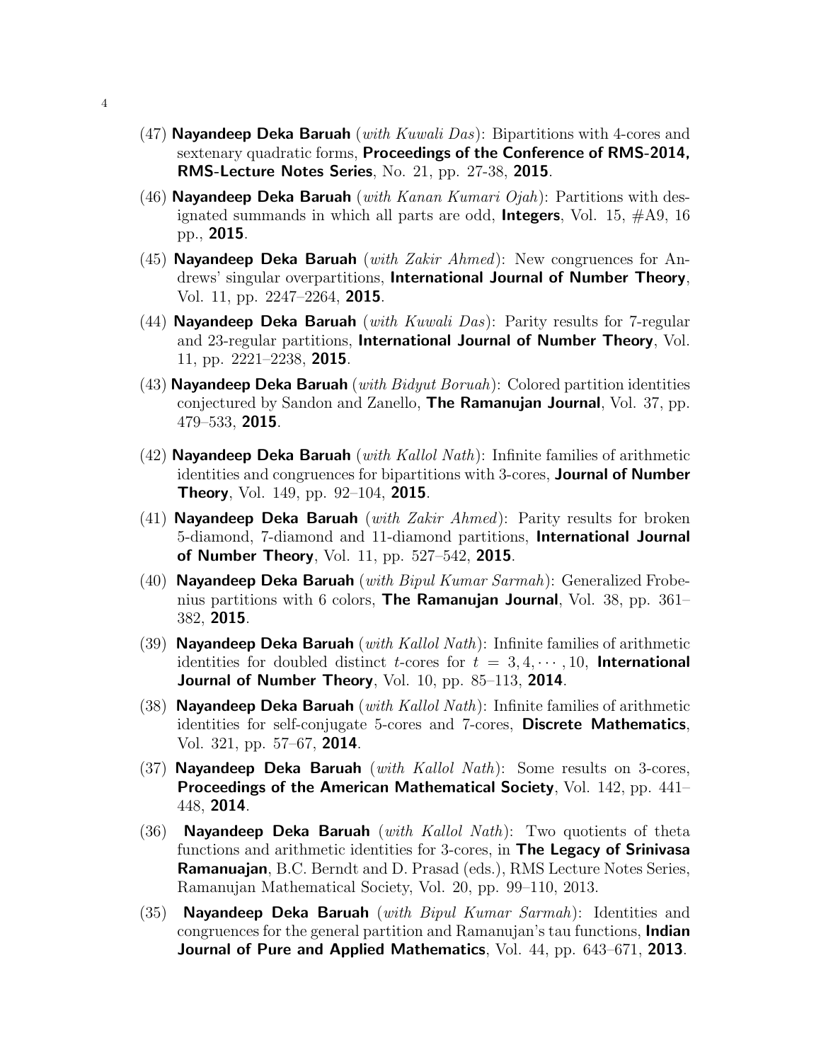(47) **Nayandeep Deka Baruah** (*with Kuwali Das*): Bipartitions with 4-cores and sextenary quadratic forms, **Proceedings of the Conference of RMS-2014, RMS-Lecture Notes Series**, No. 21, pp. 27-38, **2015**.

(46) **Nayandeep Deka Baruah** (*with Kanan Kumari Ojah*): Partitions with designated summands in which all parts are odd, **Integers**, Vol. 15, #A9, 16 pp., **2015**.

(45) **Nayandeep Deka Baruah** (*with Zakir Ahmed*): New congruences for Andrews' singular overpartitions, **International Journal of Number Theory**, Vol. 11, pp. 2247–2264, **2015**.

(44) **Nayandeep Deka Baruah** (*with Kuwali Das*): Parity results for 7-regular and 23-regular partitions, **International Journal of Number Theory**, Vol. 11, pp. 2221–2238, **2015**.

(43) **Nayandeep Deka Baruah** (*with Bidyut Boruah*): Colored partition identities conjectured by Sandon and Zanello, **The Ramanujan Journal**, Vol. 37, pp. 479–533, **2015**.

(42) **Nayandeep Deka Baruah** (*with Kallol Nath*): Infinite families of arithmetic identities and congruences for bipartitions with 3-cores, **Journal of Number Theory**, Vol. 149, pp. 92–104, **2015**.

(41) **Nayandeep Deka Baruah** (*with Zakir Ahmed*): Parity results for broken 5-diamond, 7-diamond and 11-diamond partitions, **International Journal of Number Theory**, Vol. 11, pp. 527–542, **2015**.

(40) **Nayandeep Deka Baruah** (*with Bipul Kumar Sarmah*): Generalized Frobenius partitions with 6 colors, **The Ramanujan Journal**, Vol. 38, pp. 361–382, **2015**.

(39) **Nayandeep Deka Baruah** (*with Kallol Nath*): Infinite families of arithmetic identities for doubled distinct $t$-cores for $t = 3, 4, \cdots, 10$, **International Journal of Number Theory**, Vol. 10, pp. 85–113, **2014**.

(38) **Nayandeep Deka Baruah** (*with Kallol Nath*): Infinite families of arithmetic identities for self-conjugate 5-cores and 7-cores, **Discrete Mathematics**, Vol. 321, pp. 57–67, **2014**.

(37) **Nayandeep Deka Baruah** (*with Kallol Nath*): Some results on 3-cores, **Proceedings of the American Mathematical Society**, Vol. 142, pp. 441–448, **2014**.

(36) **Nayandeep Deka Baruah** (*with Kallol Nath*): Two quotients of theta functions and arithmetic identities for 3-cores, in **The Legacy of Srinivasa Ramanuajan**, B.C. Berndt and D. Prasad (eds.), RMS Lecture Notes Series, Ramanujan Mathematical Society, Vol. 20, pp. 99–110, 2013.

(35) **Nayandeep Deka Baruah** (*with Bipul Kumar Sarmah*): Identities and congruences for the general partition and Ramanujan's tau functions, **Indian Journal of Pure and Applied Mathematics**, Vol. 44, pp. 643–671, **2013**.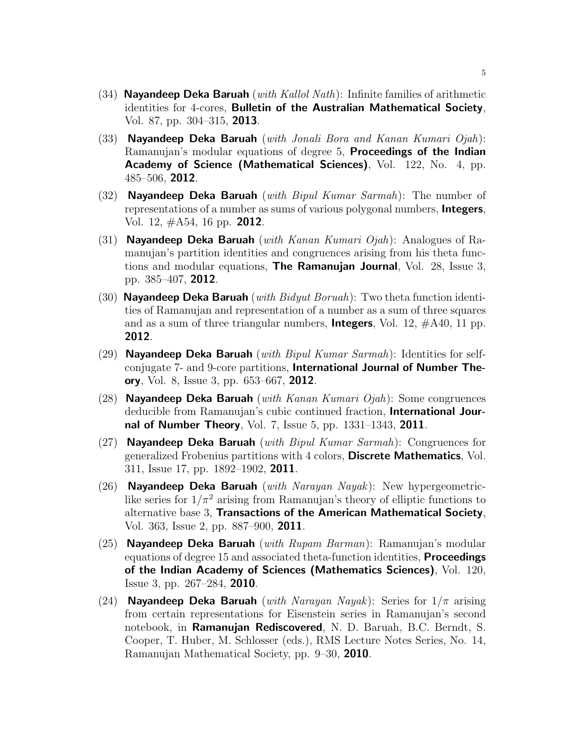(34) **Nayandeep Deka Baruah** (*with Kallol Nath*): Infinite families of arithmetic identities for 4-cores, **Bulletin of the Australian Mathematical Society**, Vol. 87, pp. 304–315, **2013**.

(33) **Nayandeep Deka Baruah** (*with Jonali Bora and Kanan Kumari Ojah*): Ramanujan's modular equations of degree 5, **Proceedings of the Indian Academy of Science (Mathematical Sciences)**, Vol. 122, No. 4, pp. 485–506, **2012**.

(32) **Nayandeep Deka Baruah** (*with Bipul Kumar Sarmah*): The number of representations of a number as sums of various polygonal numbers, **Integers**, Vol. 12, #A54, 16 pp. **2012**.

(31) **Nayandeep Deka Baruah** (*with Kanan Kumari Ojah*): Analogues of Ramanujan's partition identities and congruences arising from his theta functions and modular equations, **The Ramanujan Journal**, Vol. 28, Issue 3, pp. 385–407, **2012**.

(30) **Nayandeep Deka Baruah** (*with Bidyut Boruah*): Two theta function identities of Ramanujan and representation of a number as a sum of three squares and as a sum of three triangular numbers, **Integers**, Vol. 12, #A40, 11 pp. **2012**.

(29) **Nayandeep Deka Baruah** (*with Bipul Kumar Sarmah*): Identities for self-conjugate 7- and 9-core partitions, **International Journal of Number Theory**, Vol. 8, Issue 3, pp. 653–667, **2012**.

(28) **Nayandeep Deka Baruah** (*with Kanan Kumari Ojah*): Some congruences deducible from Ramanujan's cubic continued fraction, **International Journal of Number Theory**, Vol. 7, Issue 5, pp. 1331–1343, **2011**.

(27) **Nayandeep Deka Baruah** (*with Bipul Kumar Sarmah*): Congruences for generalized Frobenius partitions with 4 colors, **Discrete Mathematics**, Vol. 311, Issue 17, pp. 1892–1902, **2011**.

(26) **Nayandeep Deka Baruah** (*with Narayan Nayak*): New hypergeometric-like series for $1/\pi^2$ arising from Ramanujan's theory of elliptic functions to alternative base 3, **Transactions of the American Mathematical Society**, Vol. 363, Issue 2, pp. 887–900, **2011**.

(25) **Nayandeep Deka Baruah** (*with Rupam Barman*): Ramanujan's modular equations of degree 15 and associated theta-function identities, **Proceedings of the Indian Academy of Sciences (Mathematics Sciences)**, Vol. 120, Issue 3, pp. 267–284, **2010**.

(24) **Nayandeep Deka Baruah** (*with Narayan Nayak*): Series for $1/\pi$ arising from certain representations for Eisenstein series in Ramanujan's second notebook, in **Ramanujan Rediscovered**, N. D. Baruah, B.C. Berndt, S. Cooper, T. Huber, M. Schlosser (eds.), RMS Lecture Notes Series, No. 14, Ramanujan Mathematical Society, pp. 9–30, **2010**.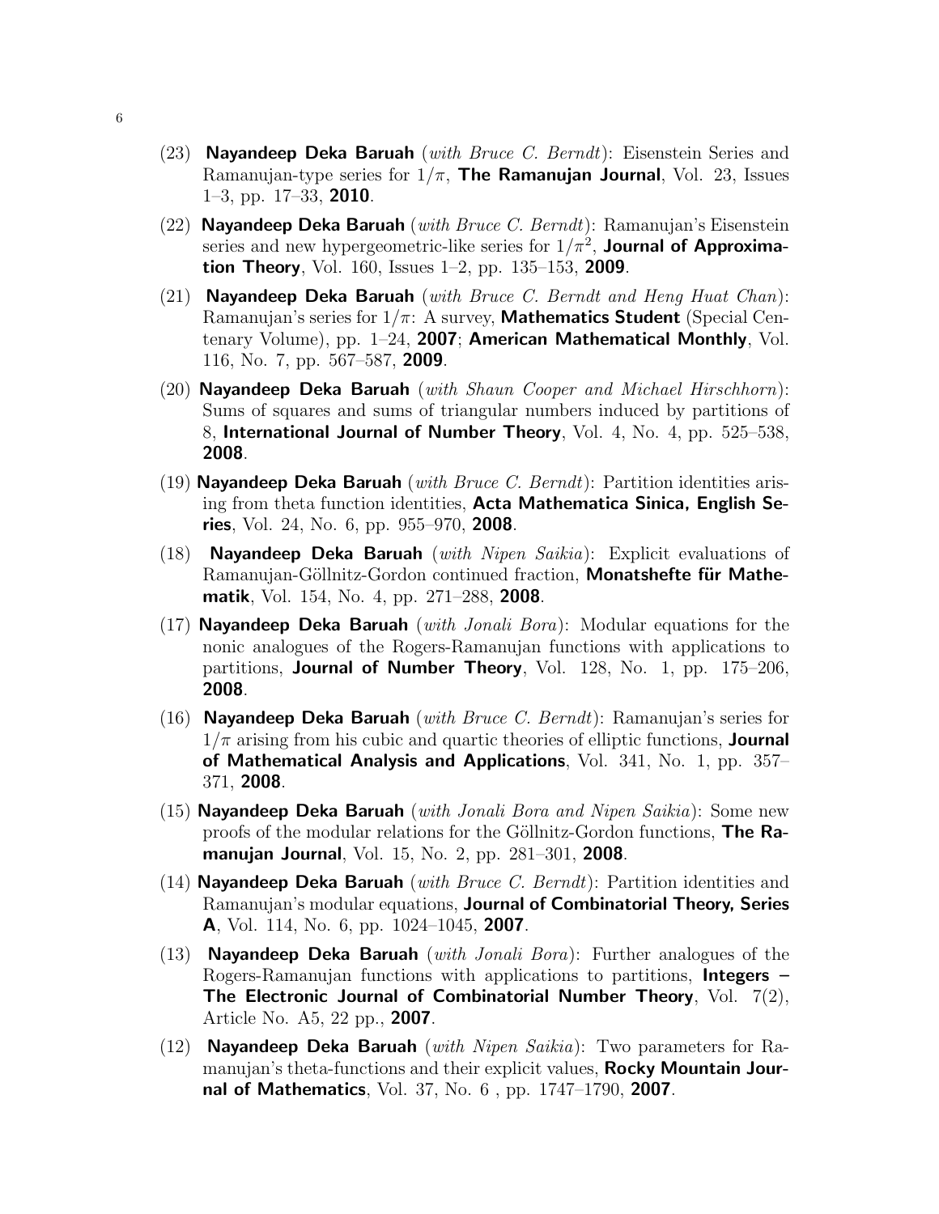(23) **Nayandeep Deka Baruah** (*with Bruce C. Berndt*): Eisenstein Series and Ramanujan-type series for $1/\pi$, **The Ramanujan Journal**, Vol. 23, Issues 1–3, pp. 17–33, **2010**.

(22) **Nayandeep Deka Baruah** (*with Bruce C. Berndt*): Ramanujan's Eisenstein series and new hypergeometric-like series for $1/\pi^2$, **Journal of Approximation Theory**, Vol. 160, Issues 1–2, pp. 135–153, **2009**.

(21) **Nayandeep Deka Baruah** (*with Bruce C. Berndt and Heng Huat Chan*): Ramanujan's series for $1/\pi$: A survey, **Mathematics Student** (Special Centenary Volume), pp. 1–24, **2007**; **American Mathematical Monthly**, Vol. 116, No. 7, pp. 567–587, **2009**.

(20) **Nayandeep Deka Baruah** (*with Shaun Cooper and Michael Hirschhorn*): Sums of squares and sums of triangular numbers induced by partitions of 8, **International Journal of Number Theory**, Vol. 4, No. 4, pp. 525–538, **2008**.

(19) **Nayandeep Deka Baruah** (*with Bruce C. Berndt*): Partition identities arising from theta function identities, **Acta Mathematica Sinica, English Series**, Vol. 24, No. 6, pp. 955–970, **2008**.

(18) **Nayandeep Deka Baruah** (*with Nipen Saikia*): Explicit evaluations of Ramanujan-Göllnitz-Gordon continued fraction, **Monatshefte für Mathematik**, Vol. 154, No. 4, pp. 271–288, **2008**.

(17) **Nayandeep Deka Baruah** (*with Jonali Bora*): Modular equations for the nonic analogues of the Rogers-Ramanujan functions with applications to partitions, **Journal of Number Theory**, Vol. 128, No. 1, pp. 175–206, **2008**.

(16) **Nayandeep Deka Baruah** (*with Bruce C. Berndt*): Ramanujan's series for $1/\pi$ arising from his cubic and quartic theories of elliptic functions, **Journal of Mathematical Analysis and Applications**, Vol. 341, No. 1, pp. 357–371, **2008**.

(15) **Nayandeep Deka Baruah** (*with Jonali Bora and Nipen Saikia*): Some new proofs of the modular relations for the Göllnitz-Gordon functions, **The Ramanujan Journal**, Vol. 15, No. 2, pp. 281–301, **2008**.

(14) **Nayandeep Deka Baruah** (*with Bruce C. Berndt*): Partition identities and Ramanujan's modular equations, **Journal of Combinatorial Theory, Series A**, Vol. 114, No. 6, pp. 1024–1045, **2007**.

(13) **Nayandeep Deka Baruah** (*with Jonali Bora*): Further analogues of the Rogers-Ramanujan functions with applications to partitions, **Integers – The Electronic Journal of Combinatorial Number Theory**, Vol. 7(2), Article No. A5, 22 pp., **2007**.

(12) **Nayandeep Deka Baruah** (*with Nipen Saikia*): Two parameters for Ramanujan's theta-functions and their explicit values, **Rocky Mountain Journal of Mathematics**, Vol. 37, No. 6 , pp. 1747–1790, **2007**.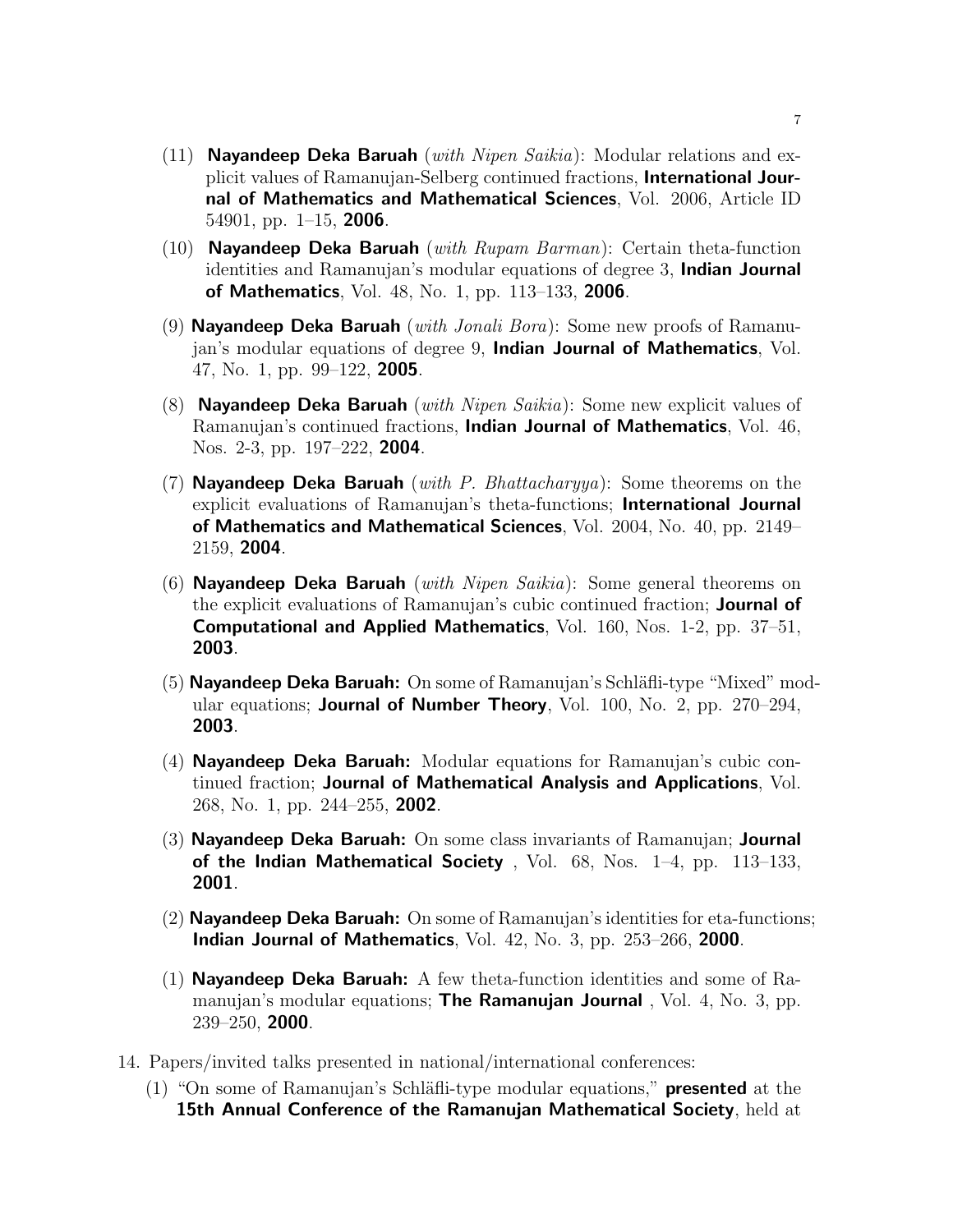(11) **Nayandeep Deka Baruah** (*with Nipen Saikia*): Modular relations and explicit values of Ramanujan-Selberg continued fractions, **International Journal of Mathematics and Mathematical Sciences**, Vol. 2006, Article ID 54901, pp. 1–15, **2006**.

(10) **Nayandeep Deka Baruah** (*with Rupam Barman*): Certain theta-function identities and Ramanujan's modular equations of degree 3, **Indian Journal of Mathematics**, Vol. 48, No. 1, pp. 113–133, **2006**.

(9) **Nayandeep Deka Baruah** (*with Jonali Bora*): Some new proofs of Ramanujan's modular equations of degree 9, **Indian Journal of Mathematics**, Vol. 47, No. 1, pp. 99–122, **2005**.

(8) **Nayandeep Deka Baruah** (*with Nipen Saikia*): Some new explicit values of Ramanujan's continued fractions, **Indian Journal of Mathematics**, Vol. 46, Nos. 2-3, pp. 197–222, **2004**.

(7) **Nayandeep Deka Baruah** (*with P. Bhattacharyya*): Some theorems on the explicit evaluations of Ramanujan's theta-functions; **International Journal of Mathematics and Mathematical Sciences**, Vol. 2004, No. 40, pp. 2149–2159, **2004**.

(6) **Nayandeep Deka Baruah** (*with Nipen Saikia*): Some general theorems on the explicit evaluations of Ramanujan's cubic continued fraction; **Journal of Computational and Applied Mathematics**, Vol. 160, Nos. 1-2, pp. 37–51, **2003**.

(5) **Nayandeep Deka Baruah:** On some of Ramanujan's Schläfli-type "Mixed" modular equations; **Journal of Number Theory**, Vol. 100, No. 2, pp. 270–294, **2003**.

(4) **Nayandeep Deka Baruah:** Modular equations for Ramanujan's cubic continued fraction; **Journal of Mathematical Analysis and Applications**, Vol. 268, No. 1, pp. 244–255, **2002**.

(3) **Nayandeep Deka Baruah:** On some class invariants of Ramanujan; **Journal of the Indian Mathematical Society** , Vol. 68, Nos. 1–4, pp. 113–133, **2001**.

(2) **Nayandeep Deka Baruah:** On some of Ramanujan's identities for eta-functions; **Indian Journal of Mathematics**, Vol. 42, No. 3, pp. 253–266, **2000**.

(1) **Nayandeep Deka Baruah:** A few theta-function identities and some of Ramanujan's modular equations; **The Ramanujan Journal** , Vol. 4, No. 3, pp. 239–250, **2000**.

14. Papers/invited talks presented in national/international conferences:

    (1) "On some of Ramanujan's Schläfli-type modular equations," **presented** at the **15th Annual Conference of the Ramanujan Mathematical Society**, held at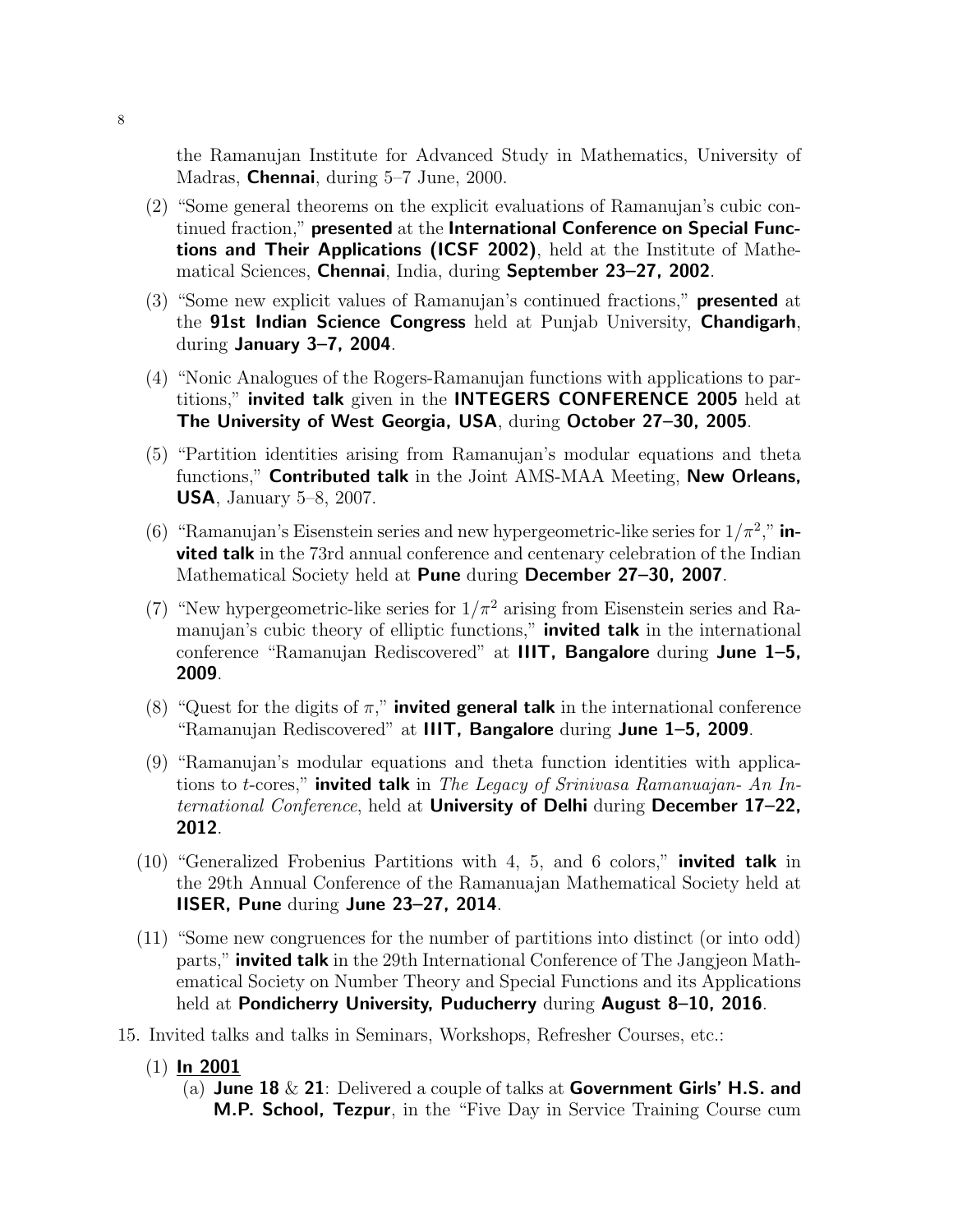the Ramanujan Institute for Advanced Study in Mathematics, University of Madras, **Chennai**, during 5–7 June, 2000.

(2) "Some general theorems on the explicit evaluations of Ramanujan's cubic continued fraction," **presented** at the **International Conference on Special Functions and Their Applications (ICSF 2002)**, held at the Institute of Mathematical Sciences, **Chennai**, India, during **September 23–27, 2002**.

(3) "Some new explicit values of Ramanujan's continued fractions," **presented** at the **91st Indian Science Congress** held at Punjab University, **Chandigarh**, during **January 3–7, 2004**.

(4) "Nonic Analogues of the Rogers-Ramanujan functions with applications to partitions," **invited talk** given in the **INTEGERS CONFERENCE 2005** held at **The University of West Georgia, USA**, during **October 27–30, 2005**.

(5) "Partition identities arising from Ramanujan's modular equations and theta functions," **Contributed talk** in the Joint AMS-MAA Meeting, **New Orleans, USA**, January 5–8, 2007.

(6) "Ramanujan's Eisenstein series and new hypergeometric-like series for $1/\pi^2$," **invited talk** in the 73rd annual conference and centenary celebration of the Indian Mathematical Society held at **Pune** during **December 27–30, 2007**.

(7) "New hypergeometric-like series for $1/\pi^2$ arising from Eisenstein series and Ramanujan's cubic theory of elliptic functions," **invited talk** in the international conference "Ramanujan Rediscovered" at **IIIT, Bangalore** during **June 1–5, 2009**.

(8) "Quest for the digits of $\pi$," **invited general talk** in the international conference "Ramanujan Rediscovered" at **IIIT, Bangalore** during **June 1–5, 2009**.

(9) "Ramanujan's modular equations and theta function identities with applications to $t$-cores," **invited talk** in *The Legacy of Srinivasa Ramanuajan- An International Conference*, held at **University of Delhi** during **December 17–22, 2012**.

(10) "Generalized Frobenius Partitions with 4, 5, and 6 colors," **invited talk** in the 29th Annual Conference of the Ramanuajan Mathematical Society held at **IISER, Pune** during **June 23–27, 2014**.

(11) "Some new congruences for the number of partitions into distinct (or into odd) parts," **invited talk** in the 29th International Conference of The Jangjeon Mathematical Society on Number Theory and Special Functions and its Applications held at **Pondicherry University, Puducherry** during **August 8–10, 2016**.

15. Invited talks and talks in Seminars, Workshops, Refresher Courses, etc.:

(1) **In 2001**

(a) **June 18** & **21**: Delivered a couple of talks at **Government Girls' H.S. and M.P. School, Tezpur**, in the "Five Day in Service Training Course cum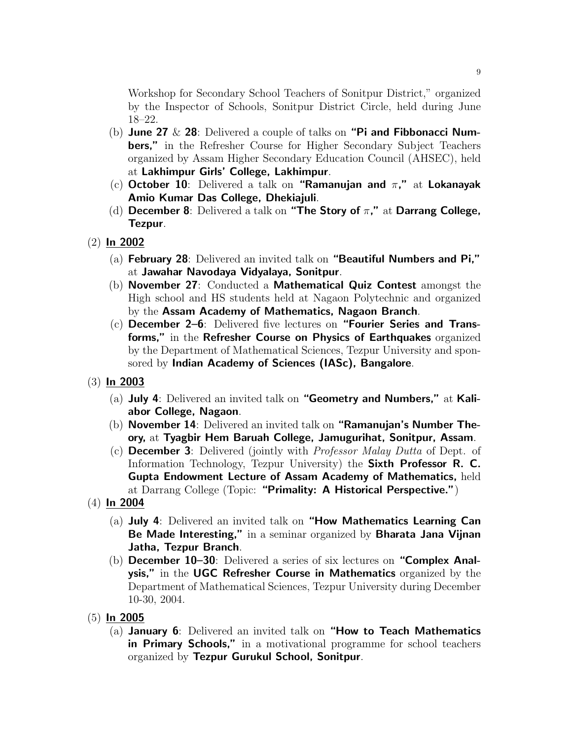Workshop for Secondary School Teachers of Sonitpur District," organized by the Inspector of Schools, Sonitpur District Circle, held during June 18–22.

(b) **June 27** & **28**: Delivered a couple of talks on **"Pi and Fibbonacci Numbers,"** in the Refresher Course for Higher Secondary Subject Teachers organized by Assam Higher Secondary Education Council (AHSEC), held at **Lakhimpur Girls' College, Lakhimpur**.

(c) **October 10**: Delivered a talk on **"Ramanujan and $\pi$,"** at **Lokanayak Amio Kumar Das College, Dhekiajuli**.

(d) **December 8**: Delivered a talk on **"The Story of $\pi$,"** at **Darrang College, Tezpur**.

(2) **In 2002**

(a) **February 28**: Delivered an invited talk on **"Beautiful Numbers and Pi,"** at **Jawahar Navodaya Vidyalaya, Sonitpur**.

(b) **November 27**: Conducted a **Mathematical Quiz Contest** amongst the High school and HS students held at Nagaon Polytechnic and organized by the **Assam Academy of Mathematics, Nagaon Branch**.

(c) **December 2–6**: Delivered five lectures on **"Fourier Series and Transforms,"** in the **Refresher Course on Physics of Earthquakes** organized by the Department of Mathematical Sciences, Tezpur University and sponsored by **Indian Academy of Sciences (IASc), Bangalore**.

(3) **In 2003**

(a) **July 4**: Delivered an invited talk on **"Geometry and Numbers,"** at **Kaliabor College, Nagaon**.

(b) **November 14**: Delivered an invited talk on **"Ramanujan's Number Theory,** at **Tyagbir Hem Baruah College, Jamugurihat, Sonitpur, Assam**.

(c) **December 3**: Delivered (jointly with *Professor Malay Dutta* of Dept. of Information Technology, Tezpur University) the **Sixth Professor R. C. Gupta Endowment Lecture of Assam Academy of Mathematics,** held at Darrang College (Topic: **"Primality: A Historical Perspective."**)

(4) **In 2004**

(a) **July 4**: Delivered an invited talk on **"How Mathematics Learning Can Be Made Interesting,"** in a seminar organized by **Bharata Jana Vijnan Jatha, Tezpur Branch**.

(b) **December 10–30**: Delivered a series of six lectures on **"Complex Analysis,"** in the **UGC Refresher Course in Mathematics** organized by the Department of Mathematical Sciences, Tezpur University during December 10-30, 2004.

(5) **In 2005**

(a) **January 6**: Delivered an invited talk on **"How to Teach Mathematics in Primary Schools,"** in a motivational programme for school teachers organized by **Tezpur Gurukul School, Sonitpur**.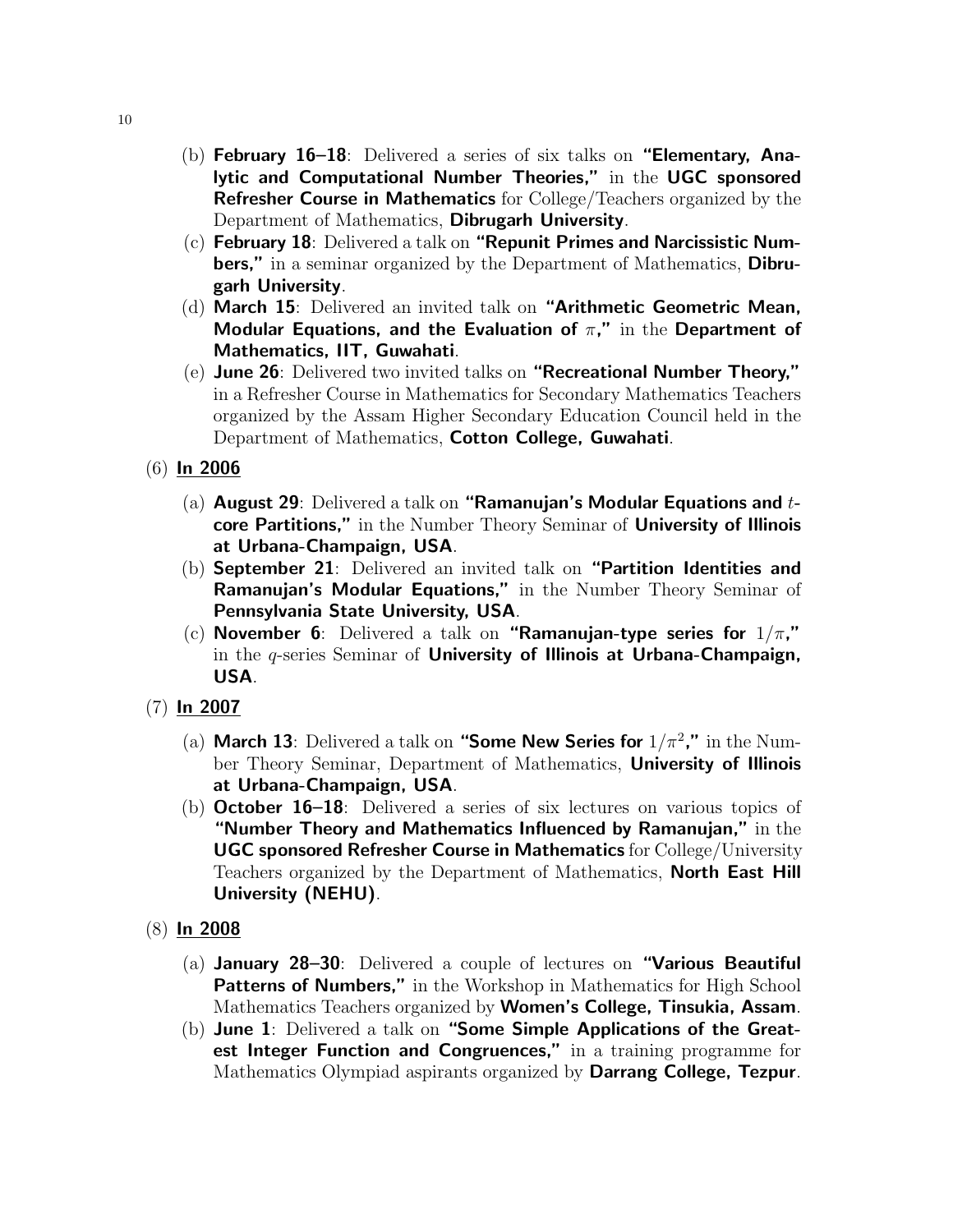(b) **February 16–18**: Delivered a series of six talks on **"Elementary, Analytic and Computational Number Theories,"** in the **UGC sponsored Refresher Course in Mathematics** for College/Teachers organized by the Department of Mathematics, **Dibrugarh University**.

(c) **February 18**: Delivered a talk on **"Repunit Primes and Narcissistic Numbers,"** in a seminar organized by the Department of Mathematics, **Dibrugarh University**.

(d) **March 15**: Delivered an invited talk on **"Arithmetic Geometric Mean, Modular Equations, and the Evaluation of $\pi$,"** in the **Department of Mathematics, IIT, Guwahati**.

(e) **June 26**: Delivered two invited talks on **"Recreational Number Theory,"** in a Refresher Course in Mathematics for Secondary Mathematics Teachers organized by the Assam Higher Secondary Education Council held in the Department of Mathematics, **Cotton College, Guwahati**.

(6) **In 2006**

(a) **August 29**: Delivered a talk on **"Ramanujan's Modular Equations and $t$-core Partitions,"** in the Number Theory Seminar of **University of Illinois at Urbana-Champaign, USA**.

(b) **September 21**: Delivered an invited talk on **"Partition Identities and Ramanujan's Modular Equations,"** in the Number Theory Seminar of **Pennsylvania State University, USA**.

(c) **November 6**: Delivered a talk on **"Ramanujan-type series for $1/\pi$,"** in the $q$-series Seminar of **University of Illinois at Urbana-Champaign, USA**.

(7) **In 2007**

(a) **March 13**: Delivered a talk on **"Some New Series for $1/\pi^2$,"** in the Number Theory Seminar, Department of Mathematics, **University of Illinois at Urbana-Champaign, USA**.

(b) **October 16–18**: Delivered a series of six lectures on various topics of **"Number Theory and Mathematics Influenced by Ramanujan,"** in the **UGC sponsored Refresher Course in Mathematics** for College/University Teachers organized by the Department of Mathematics, **North East Hill University (NEHU)**.

(8) **In 2008**

(a) **January 28–30**: Delivered a couple of lectures on **"Various Beautiful Patterns of Numbers,"** in the Workshop in Mathematics for High School Mathematics Teachers organized by **Women's College, Tinsukia, Assam**.

(b) **June 1**: Delivered a talk on **"Some Simple Applications of the Greatest Integer Function and Congruences,"** in a training programme for Mathematics Olympiad aspirants organized by **Darrang College, Tezpur**.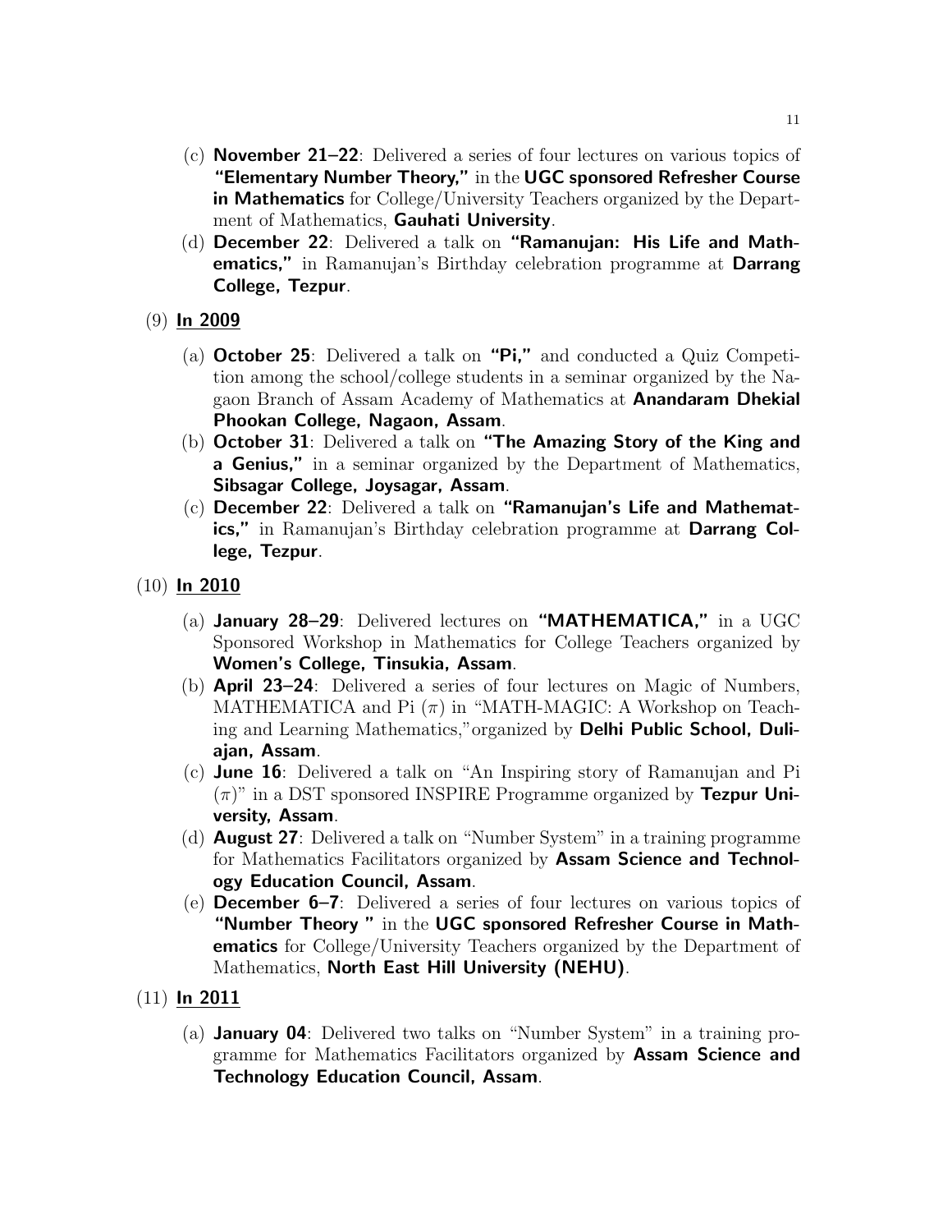(c) **November 21–22**: Delivered a series of four lectures on various topics of **"Elementary Number Theory,"** in the **UGC sponsored Refresher Course in Mathematics** for College/University Teachers organized by the Department of Mathematics, **Gauhati University**.

(d) **December 22**: Delivered a talk on **"Ramanujan: His Life and Mathematics,"** in Ramanujan's Birthday celebration programme at **Darrang College, Tezpur**.

(9) **In 2009**

(a) **October 25**: Delivered a talk on **"Pi,"** and conducted a Quiz Competition among the school/college students in a seminar organized by the Nagaon Branch of Assam Academy of Mathematics at **Anandaram Dhekial Phookan College, Nagaon, Assam**.

(b) **October 31**: Delivered a talk on **"The Amazing Story of the King and a Genius,"** in a seminar organized by the Department of Mathematics, **Sibsagar College, Joysagar, Assam**.

(c) **December 22**: Delivered a talk on **"Ramanujan's Life and Mathematics,"** in Ramanujan's Birthday celebration programme at **Darrang College, Tezpur**.

(10) **In 2010**

(a) **January 28–29**: Delivered lectures on **"MATHEMATICA,"** in a UGC Sponsored Workshop in Mathematics for College Teachers organized by **Women's College, Tinsukia, Assam**.

(b) **April 23–24**: Delivered a series of four lectures on Magic of Numbers, MATHEMATICA and Pi ($\pi$) in "MATH-MAGIC: A Workshop on Teaching and Learning Mathematics,"organized by **Delhi Public School, Duliajan, Assam**.

(c) **June 16**: Delivered a talk on "An Inspiring story of Ramanujan and Pi ($\pi$)" in a DST sponsored INSPIRE Programme organized by **Tezpur University, Assam**.

(d) **August 27**: Delivered a talk on "Number System" in a training programme for Mathematics Facilitators organized by **Assam Science and Technology Education Council, Assam**.

(e) **December 6–7**: Delivered a series of four lectures on various topics of **"Number Theory "** in the **UGC sponsored Refresher Course in Mathematics** for College/University Teachers organized by the Department of Mathematics, **North East Hill University (NEHU)**.

(11) **In 2011**

(a) **January 04**: Delivered two talks on "Number System" in a training programme for Mathematics Facilitators organized by **Assam Science and Technology Education Council, Assam**.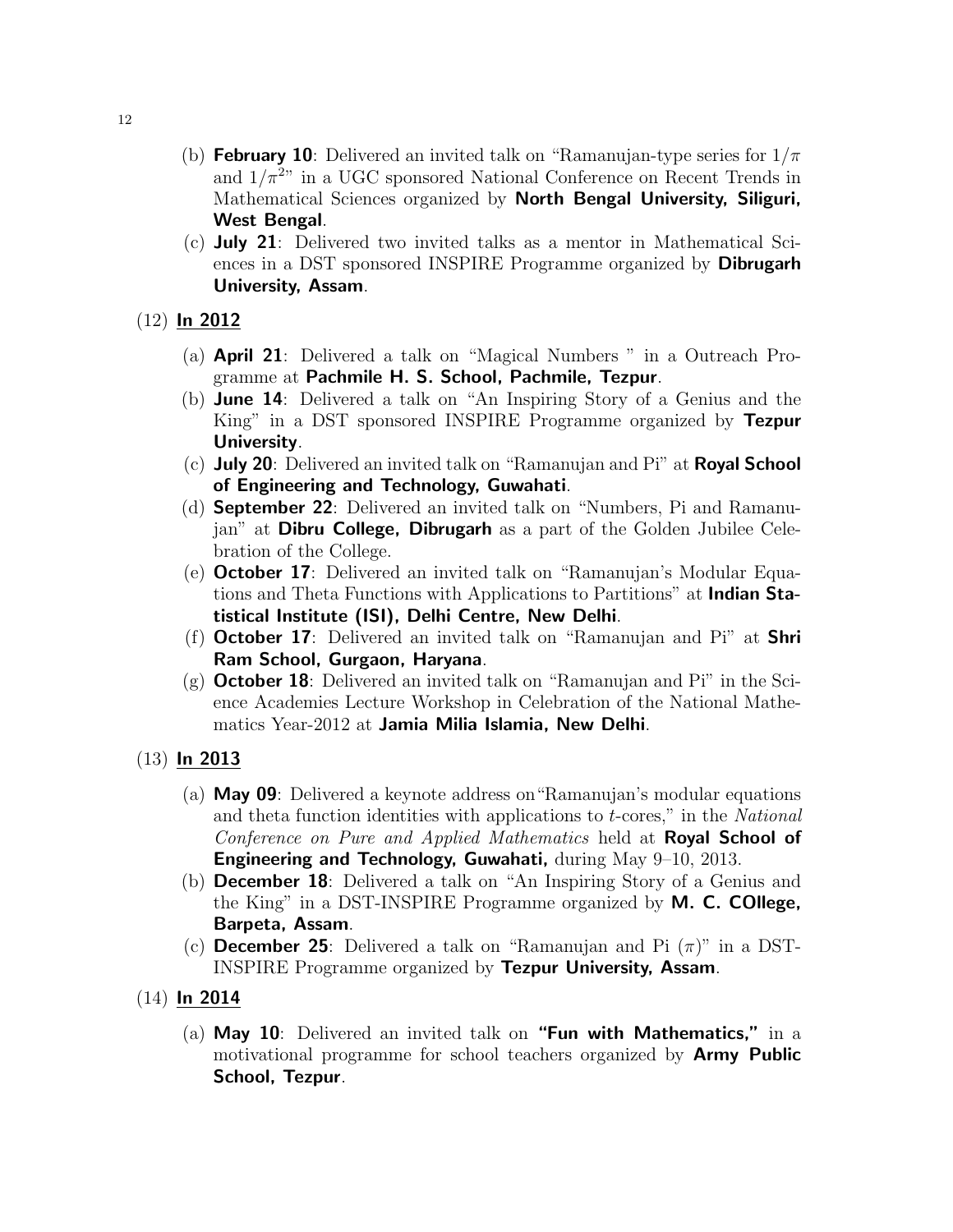(b) **February 10**: Delivered an invited talk on "Ramanujan-type series for $1/\pi$ and $1/\pi^2$" in a UGC sponsored National Conference on Recent Trends in Mathematical Sciences organized by **North Bengal University, Siliguri, West Bengal**.

(c) **July 21**: Delivered two invited talks as a mentor in Mathematical Sciences in a DST sponsored INSPIRE Programme organized by **Dibrugarh University, Assam**.

(12) **In 2012**

(a) **April 21**: Delivered a talk on "Magical Numbers " in a Outreach Programme at **Pachmile H. S. School, Pachmile, Tezpur**.

(b) **June 14**: Delivered a talk on "An Inspiring Story of a Genius and the King" in a DST sponsored INSPIRE Programme organized by **Tezpur University**.

(c) **July 20**: Delivered an invited talk on "Ramanujan and Pi" at **Royal School of Engineering and Technology, Guwahati**.

(d) **September 22**: Delivered an invited talk on "Numbers, Pi and Ramanujan" at **Dibru College, Dibrugarh** as a part of the Golden Jubilee Celebration of the College.

(e) **October 17**: Delivered an invited talk on "Ramanujan's Modular Equations and Theta Functions with Applications to Partitions" at **Indian Statistical Institute (ISI), Delhi Centre, New Delhi**.

(f) **October 17**: Delivered an invited talk on "Ramanujan and Pi" at **Shri Ram School, Gurgaon, Haryana**.

(g) **October 18**: Delivered an invited talk on "Ramanujan and Pi" in the Science Academies Lecture Workshop in Celebration of the National Mathematics Year-2012 at **Jamia Milia Islamia, New Delhi**.

(13) **In 2013**

(a) **May 09**: Delivered a keynote address on"Ramanujan's modular equations and theta function identities with applications to $t$-cores," in the *National Conference on Pure and Applied Mathematics* held at **Royal School of Engineering and Technology, Guwahati,** during May 9–10, 2013.

(b) **December 18**: Delivered a talk on "An Inspiring Story of a Genius and the King" in a DST-INSPIRE Programme organized by **M. C. COllege, Barpeta, Assam**.

(c) **December 25**: Delivered a talk on "Ramanujan and Pi ($\pi$)" in a DST-INSPIRE Programme organized by **Tezpur University, Assam**.

(14) **In 2014**

(a) **May 10**: Delivered an invited talk on **"Fun with Mathematics,"** in a motivational programme for school teachers organized by **Army Public School, Tezpur**.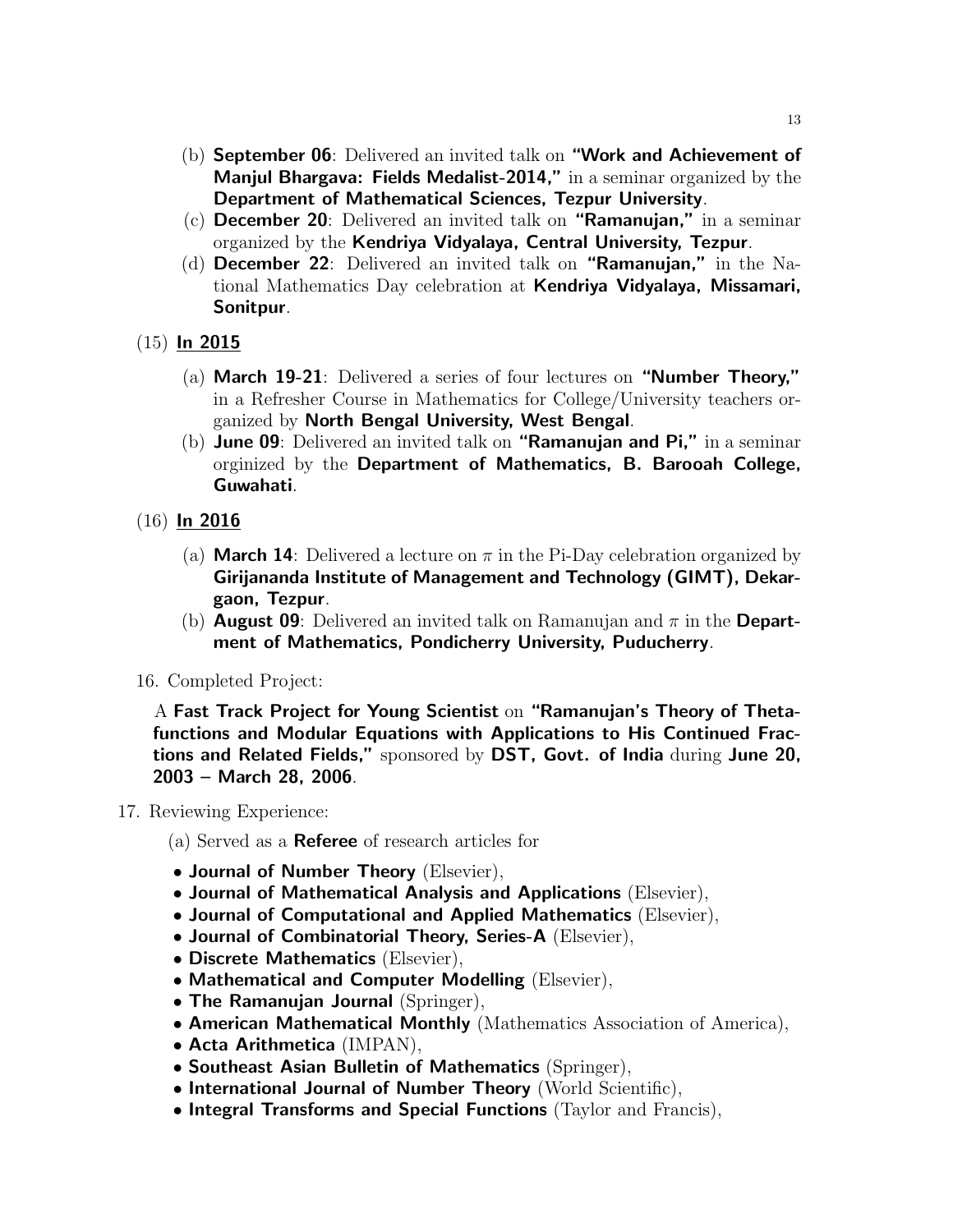(b) **September 06**: Delivered an invited talk on **"Work and Achievement of Manjul Bhargava: Fields Medalist-2014,"** in a seminar organized by the **Department of Mathematical Sciences, Tezpur University**.

(c) **December 20**: Delivered an invited talk on **"Ramanujan,"** in a seminar organized by the **Kendriya Vidyalaya, Central University, Tezpur**.

(d) **December 22**: Delivered an invited talk on **"Ramanujan,"** in the National Mathematics Day celebration at **Kendriya Vidyalaya, Missamari, Sonitpur**.

(15) **In 2015**

(a) **March 19-21**: Delivered a series of four lectures on **"Number Theory,"** in a Refresher Course in Mathematics for College/University teachers organized by **North Bengal University, West Bengal**.

(b) **June 09**: Delivered an invited talk on **"Ramanujan and Pi,"** in a seminar orginized by the **Department of Mathematics, B. Barooah College, Guwahati**.

(16) **In 2016**

(a) **March 14**: Delivered a lecture on $\pi$ in the Pi-Day celebration organized by **Girijananda Institute of Management and Technology (GIMT), Dekargaon, Tezpur**.

(b) **August 09**: Delivered an invited talk on Ramanujan and $\pi$ in the **Department of Mathematics, Pondicherry University, Puducherry**.

16. Completed Project:

A **Fast Track Project for Young Scientist** on **"Ramanujan's Theory of Theta-functions and Modular Equations with Applications to His Continued Fractions and Related Fields,"** sponsored by **DST, Govt. of India** during **June 20, 2003 – March 28, 2006**.

17. Reviewing Experience:

(a) Served as a **Referee** of research articles for

- **Journal of Number Theory** (Elsevier),
- **Journal of Mathematical Analysis and Applications** (Elsevier),
- **Journal of Computational and Applied Mathematics** (Elsevier),
- **Journal of Combinatorial Theory, Series-A** (Elsevier),
- **Discrete Mathematics** (Elsevier),
- **Mathematical and Computer Modelling** (Elsevier),
- **The Ramanujan Journal** (Springer),
- **American Mathematical Monthly** (Mathematics Association of America),
- **Acta Arithmetica** (IMPAN),
- **Southeast Asian Bulletin of Mathematics** (Springer),
- **International Journal of Number Theory** (World Scientific),
- **Integral Transforms and Special Functions** (Taylor and Francis),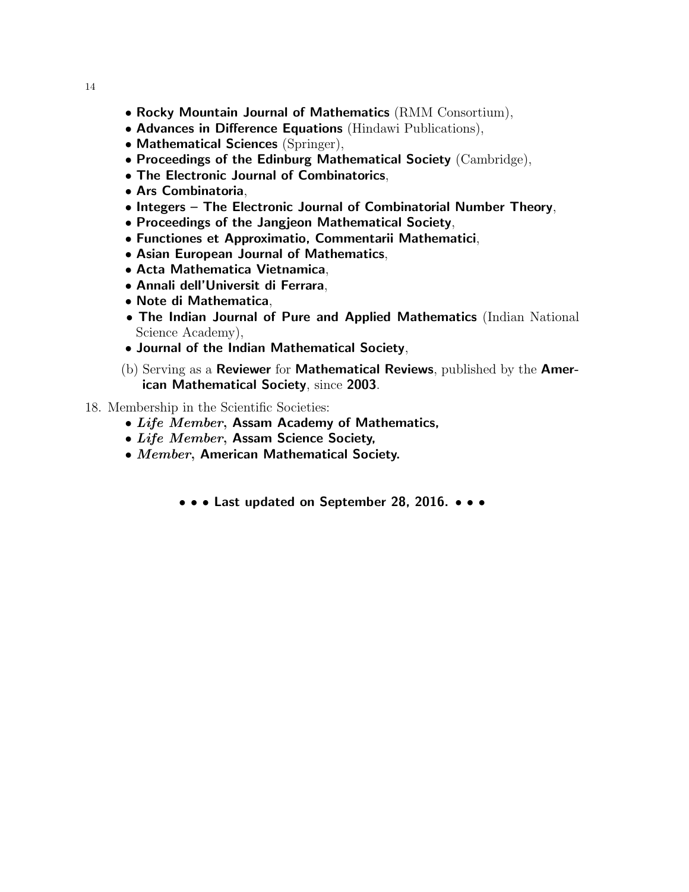- **Rocky Mountain Journal of Mathematics** (RMM Consortium),
- **Advances in Difference Equations** (Hindawi Publications),
- **Mathematical Sciences** (Springer),
- **Proceedings of the Edinburg Mathematical Society** (Cambridge),
- **The Electronic Journal of Combinatorics**,
- **Ars Combinatoria**,
- **Integers – The Electronic Journal of Combinatorial Number Theory**,
- **Proceedings of the Jangjeon Mathematical Society**,
- **Functiones et Approximatio, Commentarii Mathematici**,
- **Asian European Journal of Mathematics**,
- **Acta Mathematica Vietnamica**,
- **Annali dell'Universit di Ferrara**,
- **Note di Mathematica**,
- **The Indian Journal of Pure and Applied Mathematics** (Indian National Science Academy),
- **Journal of the Indian Mathematical Society**,

(b) Serving as a **Reviewer** for **Mathematical Reviews**, published by the **American Mathematical Society**, since **2003**.

18. Membership in the Scientific Societies:
    - ***Life Member*, Assam Academy of Mathematics,**
    - ***Life Member*, Assam Science Society,**
    - ***Member*, American Mathematical Society.**

• • • **Last updated on September 28, 2016.** • • •